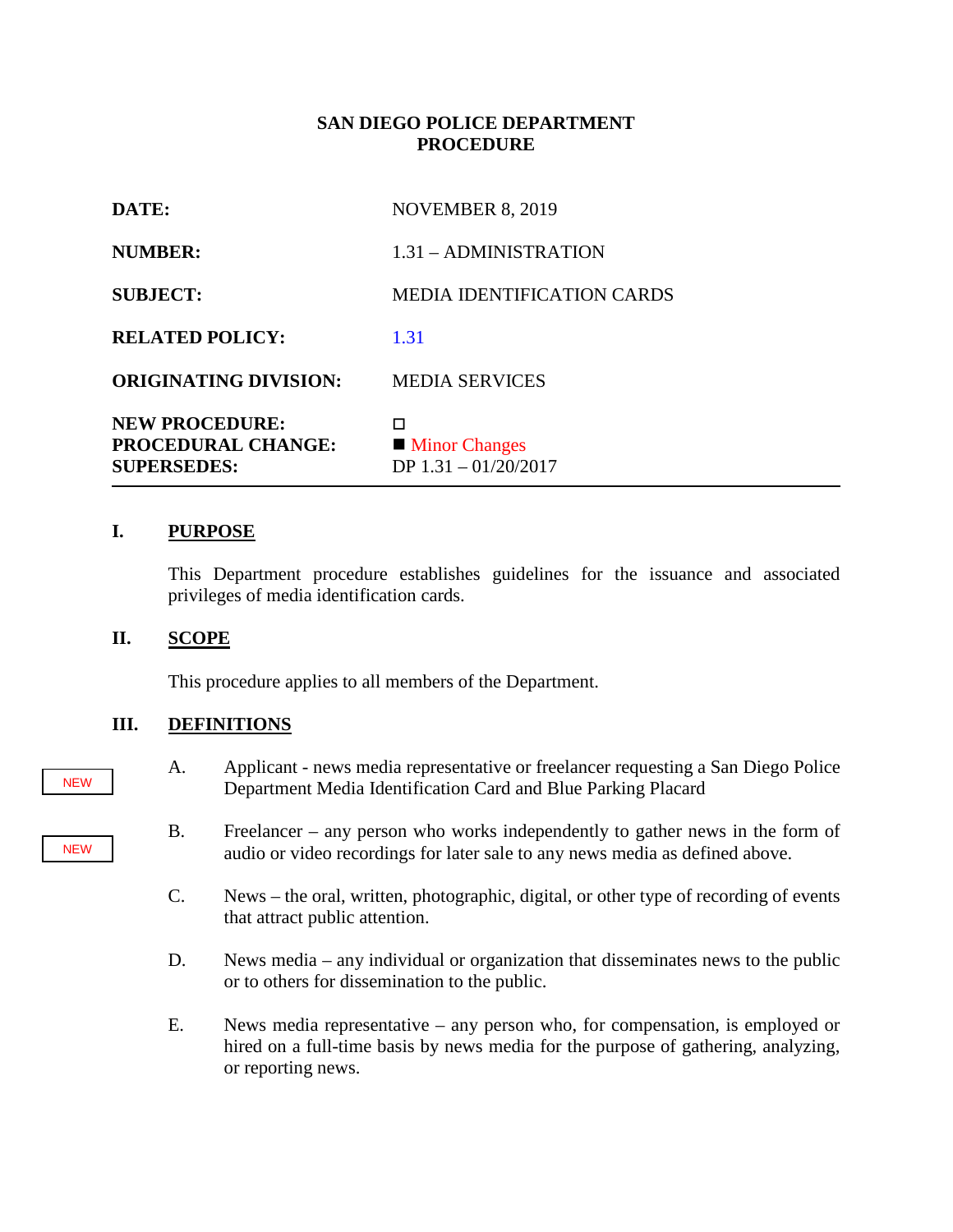**SAN DIEGO POLICE DEPARTMENT**
**PROCEDURE**

| | |
|---|---|
| **DATE:** | NOVEMBER 8, 2019 |
| **NUMBER:** | 1.31 – ADMINISTRATION |
| **SUBJECT:** | MEDIA IDENTIFICATION CARDS |
| **RELATED POLICY:** | 1.31 |
| **ORIGINATING DIVISION:** | MEDIA SERVICES |
| **NEW PROCEDURE:** | ☐ |
| **PROCEDURAL CHANGE:** | ■ Minor Changes |
| **SUPERSEDES:** | DP 1.31 – 01/20/2017 |

## I. PURPOSE

This Department procedure establishes guidelines for the issuance and associated privileges of media identification cards.

## II. SCOPE

This procedure applies to all members of the Department.

## III. DEFINITIONS

NEW

A. Applicant - news media representative or freelancer requesting a San Diego Police Department Media Identification Card and Blue Parking Placard

NEW

B. Freelancer – any person who works independently to gather news in the form of audio or video recordings for later sale to any news media as defined above.

C. News – the oral, written, photographic, digital, or other type of recording of events that attract public attention.

D. News media – any individual or organization that disseminates news to the public or to others for dissemination to the public.

E. News media representative – any person who, for compensation, is employed or hired on a full-time basis by news media for the purpose of gathering, analyzing, or reporting news.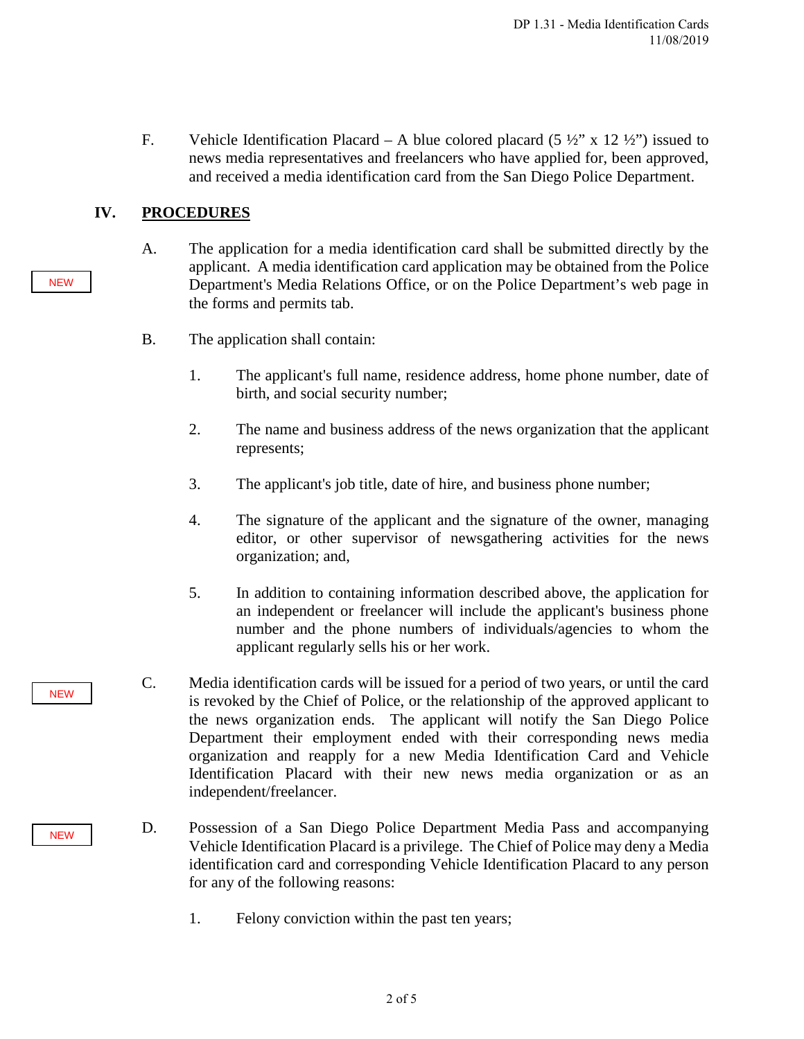F. Vehicle Identification Placard – A blue colored placard (5 ½" x 12 ½") issued to news media representatives and freelancers who have applied for, been approved, and received a media identification card from the San Diego Police Department.

## IV. PROCEDURES

NEW

A. The application for a media identification card shall be submitted directly by the applicant. A media identification card application may be obtained from the Police Department's Media Relations Office, or on the Police Department's web page in the forms and permits tab.

B. The application shall contain:

1. The applicant's full name, residence address, home phone number, date of birth, and social security number;

2. The name and business address of the news organization that the applicant represents;

3. The applicant's job title, date of hire, and business phone number;

4. The signature of the applicant and the signature of the owner, managing editor, or other supervisor of newsgathering activities for the news organization; and,

5. In addition to containing information described above, the application for an independent or freelancer will include the applicant's business phone number and the phone numbers of individuals/agencies to whom the applicant regularly sells his or her work.

NEW

C. Media identification cards will be issued for a period of two years, or until the card is revoked by the Chief of Police, or the relationship of the approved applicant to the news organization ends. The applicant will notify the San Diego Police Department their employment ended with their corresponding news media organization and reapply for a new Media Identification Card and Vehicle Identification Placard with their new news media organization or as an independent/freelancer.

NEW

D. Possession of a San Diego Police Department Media Pass and accompanying Vehicle Identification Placard is a privilege. The Chief of Police may deny a Media identification card and corresponding Vehicle Identification Placard to any person for any of the following reasons:

1. Felony conviction within the past ten years;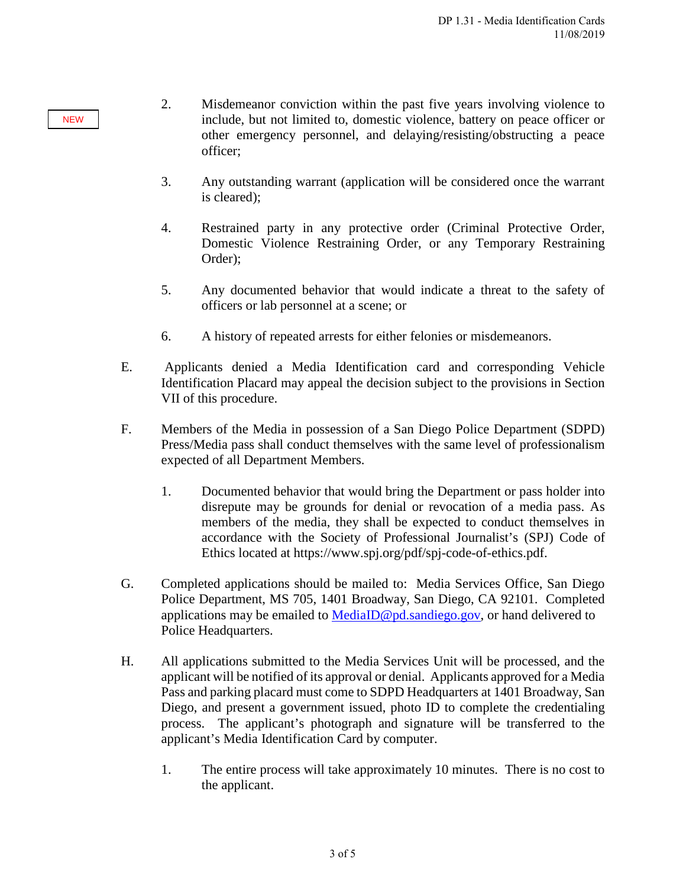NEW

2. Misdemeanor conviction within the past five years involving violence to include, but not limited to, domestic violence, battery on peace officer or other emergency personnel, and delaying/resisting/obstructing a peace officer;

3. Any outstanding warrant (application will be considered once the warrant is cleared);

4. Restrained party in any protective order (Criminal Protective Order, Domestic Violence Restraining Order, or any Temporary Restraining Order);

5. Any documented behavior that would indicate a threat to the safety of officers or lab personnel at a scene; or

6. A history of repeated arrests for either felonies or misdemeanors.

E. Applicants denied a Media Identification card and corresponding Vehicle Identification Placard may appeal the decision subject to the provisions in Section VII of this procedure.

F. Members of the Media in possession of a San Diego Police Department (SDPD) Press/Media pass shall conduct themselves with the same level of professionalism expected of all Department Members.

1. Documented behavior that would bring the Department or pass holder into disrepute may be grounds for denial or revocation of a media pass. As members of the media, they shall be expected to conduct themselves in accordance with the Society of Professional Journalist's (SPJ) Code of Ethics located at https://www.spj.org/pdf/spj-code-of-ethics.pdf.

G. Completed applications should be mailed to: Media Services Office, San Diego Police Department, MS 705, 1401 Broadway, San Diego, CA 92101. Completed applications may be emailed to MediaID@pd.sandiego.gov, or hand delivered to Police Headquarters.

H. All applications submitted to the Media Services Unit will be processed, and the applicant will be notified of its approval or denial. Applicants approved for a Media Pass and parking placard must come to SDPD Headquarters at 1401 Broadway, San Diego, and present a government issued, photo ID to complete the credentialing process. The applicant's photograph and signature will be transferred to the applicant's Media Identification Card by computer.

1. The entire process will take approximately 10 minutes. There is no cost to the applicant.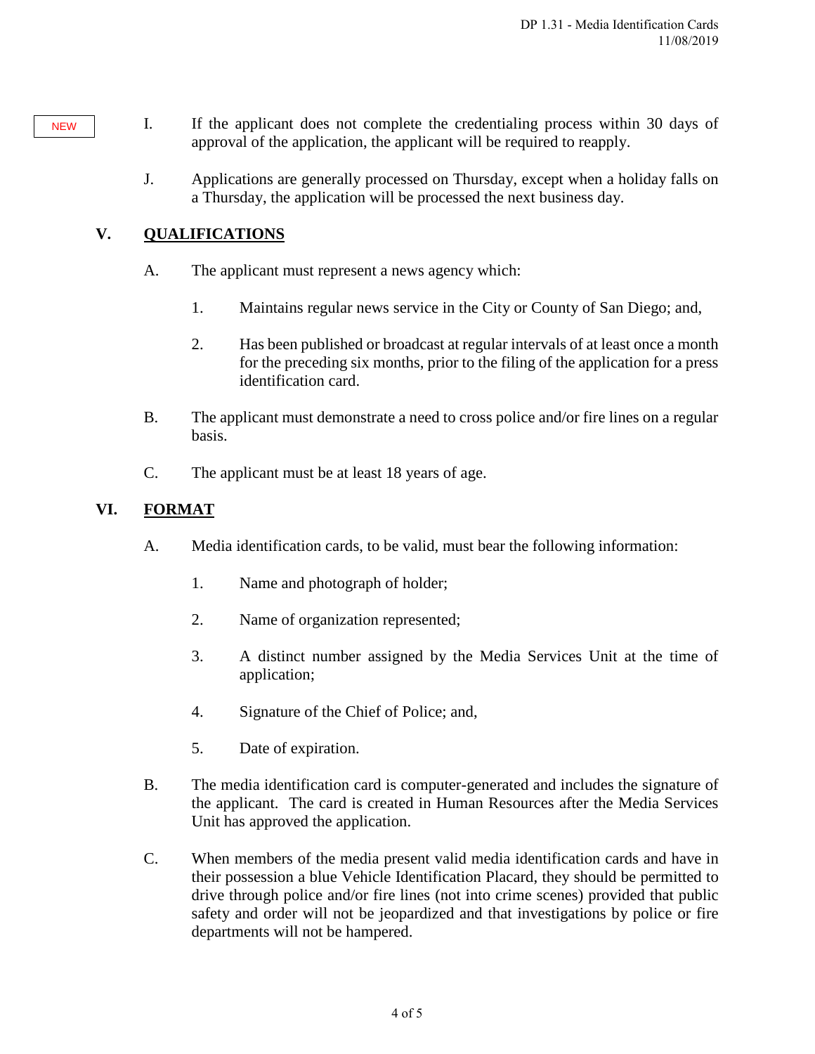NEW

I. If the applicant does not complete the credentialing process within 30 days of approval of the application, the applicant will be required to reapply.

J. Applications are generally processed on Thursday, except when a holiday falls on a Thursday, the application will be processed the next business day.

## V. QUALIFICATIONS

A. The applicant must represent a news agency which:

1. Maintains regular news service in the City or County of San Diego; and,

2. Has been published or broadcast at regular intervals of at least once a month for the preceding six months, prior to the filing of the application for a press identification card.

B. The applicant must demonstrate a need to cross police and/or fire lines on a regular basis.

C. The applicant must be at least 18 years of age.

## VI. FORMAT

A. Media identification cards, to be valid, must bear the following information:

1. Name and photograph of holder;

2. Name of organization represented;

3. A distinct number assigned by the Media Services Unit at the time of application;

4. Signature of the Chief of Police; and,

5. Date of expiration.

B. The media identification card is computer-generated and includes the signature of the applicant. The card is created in Human Resources after the Media Services Unit has approved the application.

C. When members of the media present valid media identification cards and have in their possession a blue Vehicle Identification Placard, they should be permitted to drive through police and/or fire lines (not into crime scenes) provided that public safety and order will not be jeopardized and that investigations by police or fire departments will not be hampered.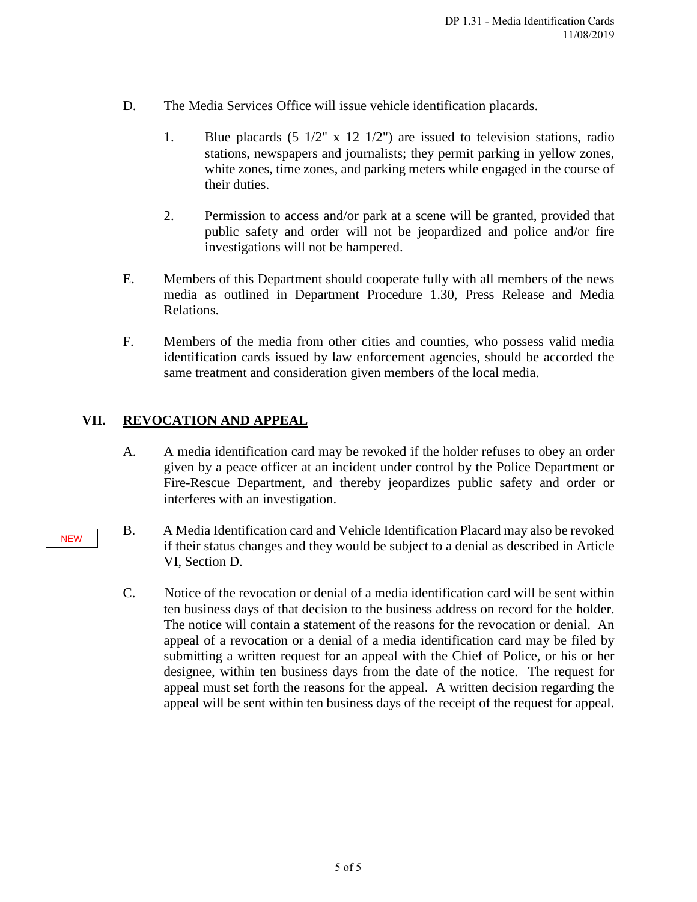D. The Media Services Office will issue vehicle identification placards.

1. Blue placards (5 1/2" x 12 1/2") are issued to television stations, radio stations, newspapers and journalists; they permit parking in yellow zones, white zones, time zones, and parking meters while engaged in the course of their duties.

2. Permission to access and/or park at a scene will be granted, provided that public safety and order will not be jeopardized and police and/or fire investigations will not be hampered.

E. Members of this Department should cooperate fully with all members of the news media as outlined in Department Procedure 1.30, Press Release and Media Relations.

F. Members of the media from other cities and counties, who possess valid media identification cards issued by law enforcement agencies, should be accorded the same treatment and consideration given members of the local media.

## VII. REVOCATION AND APPEAL

A. A media identification card may be revoked if the holder refuses to obey an order given by a peace officer at an incident under control by the Police Department or Fire-Rescue Department, and thereby jeopardizes public safety and order or interferes with an investigation.

NEW

B. A Media Identification card and Vehicle Identification Placard may also be revoked if their status changes and they would be subject to a denial as described in Article VI, Section D.

C. Notice of the revocation or denial of a media identification card will be sent within ten business days of that decision to the business address on record for the holder. The notice will contain a statement of the reasons for the revocation or denial. An appeal of a revocation or a denial of a media identification card may be filed by submitting a written request for an appeal with the Chief of Police, or his or her designee, within ten business days from the date of the notice. The request for appeal must set forth the reasons for the appeal. A written decision regarding the appeal will be sent within ten business days of the receipt of the request for appeal.